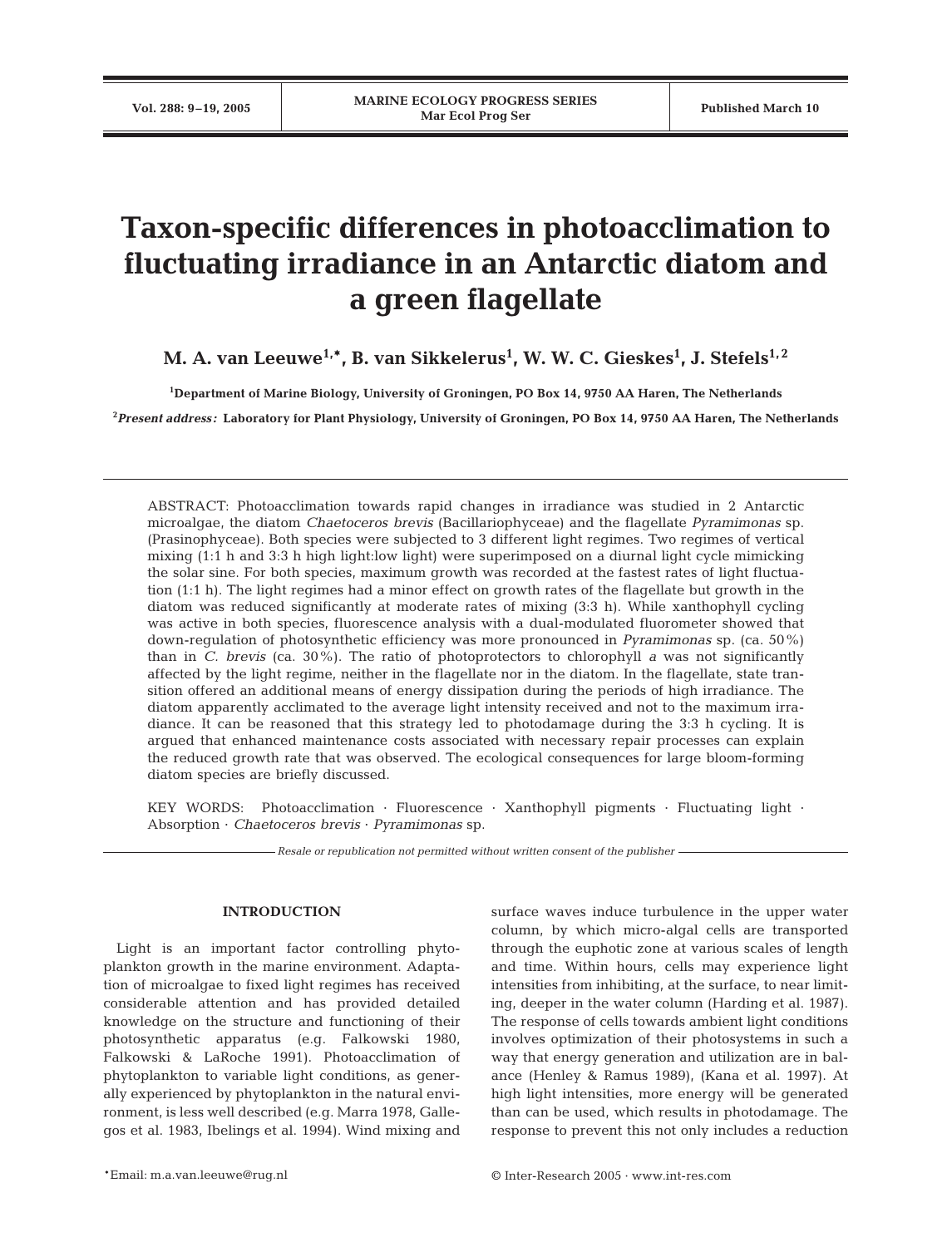# Taxon-specific differences in photoacclimation to fluctuating irradiance in an Antarctic diatom and a green flagellate

**M. A. van Leeuwe[1,*], B. van Sikkelerus[1], W. W. C. Gieskes[1], J. Stefels[1,2]**

[1]Department of Marine Biology, University of Groningen, PO Box 14, 9750 AA Haren, The Netherlands

[2]*Present address:* Laboratory for Plant Physiology, University of Groningen, PO Box 14, 9750 AA Haren, The Netherlands

ABSTRACT: Photoacclimation towards rapid changes in irradiance was studied in 2 Antarctic microalgae, the diatom *Chaetoceros brevis* (Bacillariophyceae) and the flagellate *Pyramimonas* sp. (Prasinophyceae). Both species were subjected to 3 different light regimes. Two regimes of vertical mixing (1:1 h and 3:3 h high light:low light) were superimposed on a diurnal light cycle mimicking the solar sine. For both species, maximum growth was recorded at the fastest rates of light fluctuation (1:1 h). The light regimes had a minor effect on growth rates of the flagellate but growth in the diatom was reduced significantly at moderate rates of mixing (3:3 h). While xanthophyll cycling was active in both species, fluorescence analysis with a dual-modulated fluorometer showed that down-regulation of photosynthetic efficiency was more pronounced in *Pyramimonas* sp. (ca. 50%) than in *C. brevis* (ca. 30%). The ratio of photoprotectors to chlorophyll *a* was not significantly affected by the light regime, neither in the flagellate nor in the diatom. In the flagellate, state transition offered an additional means of energy dissipation during the periods of high irradiance. The diatom apparently acclimated to the average light intensity received and not to the maximum irradiance. It can be reasoned that this strategy led to photodamage during the 3:3 h cycling. It is argued that enhanced maintenance costs associated with necessary repair processes can explain the reduced growth rate that was observed. The ecological consequences for large bloom-forming diatom species are briefly discussed.

KEY WORDS: Photoacclimation · Fluorescence · Xanthophyll pigments · Fluctuating light · Absorption · *Chaetoceros brevis* · *Pyramimonas* sp.

*Resale or republication not permitted without written consent of the publisher*

## INTRODUCTION

Light is an important factor controlling phytoplankton growth in the marine environment. Adaptation of microalgae to fixed light regimes has received considerable attention and has provided detailed knowledge on the structure and functioning of their photosynthetic apparatus (e.g. Falkowski 1980, Falkowski & LaRoche 1991). Photoacclimation of phytoplankton to variable light conditions, as generally experienced by phytoplankton in the natural environment, is less well described (e.g. Marra 1978, Gallegos et al. 1983, Ibelings et al. 1994). Wind mixing and surface waves induce turbulence in the upper water column, by which micro-algal cells are transported through the euphotic zone at various scales of length and time. Within hours, cells may experience light intensities from inhibiting, at the surface, to near limiting, deeper in the water column (Harding et al. 1987). The response of cells towards ambient light conditions involves optimization of their photosystems in such a way that energy generation and utilization are in balance (Henley & Ramus 1989), (Kana et al. 1997). At high light intensities, more energy will be generated than can be used, which results in photodamage. The response to prevent this not only includes a reduction

*Email: m.a.van.leeuwe@rug.nl

© Inter-Research 2005 · www.int-res.com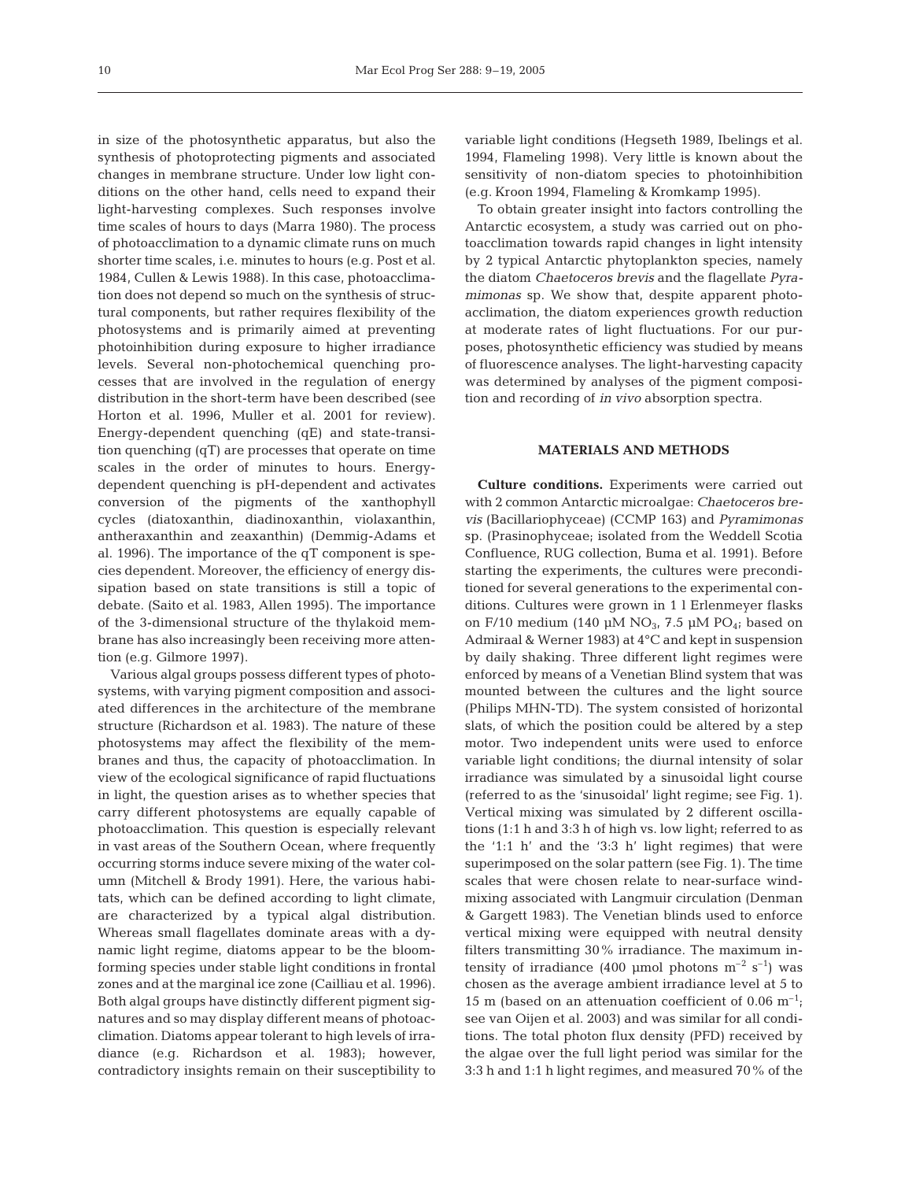in size of the photosynthetic apparatus, but also the synthesis of photoprotecting pigments and associated changes in membrane structure. Under low light conditions on the other hand, cells need to expand their light-harvesting complexes. Such responses involve time scales of hours to days (Marra 1980). The process of photoacclimation to a dynamic climate runs on much shorter time scales, i.e. minutes to hours (e.g. Post et al. 1984, Cullen & Lewis 1988). In this case, photoacclimation does not depend so much on the synthesis of structural components, but rather requires flexibility of the photosystems and is primarily aimed at preventing photoinhibition during exposure to higher irradiance levels. Several non-photochemical quenching processes that are involved in the regulation of energy distribution in the short-term have been described (see Horton et al. 1996, Muller et al. 2001 for review). Energy-dependent quenching (qE) and state-transition quenching (qT) are processes that operate on time scales in the order of minutes to hours. Energy-dependent quenching is pH-dependent and activates conversion of the pigments of the xanthophyll cycles (diatoxanthin, diadinoxanthin, violaxanthin, antheraxanthin and zeaxanthin) (Demmig-Adams et al. 1996). The importance of the qT component is species dependent. Moreover, the efficiency of energy dissipation based on state transitions is still a topic of debate. (Saito et al. 1983, Allen 1995). The importance of the 3-dimensional structure of the thylakoid membrane has also increasingly been receiving more attention (e.g. Gilmore 1997).

Various algal groups possess different types of photosystems, with varying pigment composition and associated differences in the architecture of the membrane structure (Richardson et al. 1983). The nature of these photosystems may affect the flexibility of the membranes and thus, the capacity of photoacclimation. In view of the ecological significance of rapid fluctuations in light, the question arises as to whether species that carry different photosystems are equally capable of photoacclimation. This question is especially relevant in vast areas of the Southern Ocean, where frequently occurring storms induce severe mixing of the water column (Mitchell & Brody 1991). Here, the various habitats, which can be defined according to light climate, are characterized by a typical algal distribution. Whereas small flagellates dominate areas with a dynamic light regime, diatoms appear to be the bloom-forming species under stable light conditions in frontal zones and at the marginal ice zone (Cailliau et al. 1996). Both algal groups have distinctly different pigment signatures and so may display different means of photoacclimation. Diatoms appear tolerant to high levels of irradiance (e.g. Richardson et al. 1983); however, contradictory insights remain on their susceptibility to variable light conditions (Hegseth 1989, Ibelings et al. 1994, Flameling 1998). Very little is known about the sensitivity of non-diatom species to photoinhibition (e.g. Kroon 1994, Flameling & Kromkamp 1995).

To obtain greater insight into factors controlling the Antarctic ecosystem, a study was carried out on photoacclimation towards rapid changes in light intensity by 2 typical Antarctic phytoplankton species, namely the diatom *Chaetoceros brevis* and the flagellate *Pyramimonas* sp. We show that, despite apparent photoacclimation, the diatom experiences growth reduction at moderate rates of light fluctuations. For our purposes, photosynthetic efficiency was studied by means of fluorescence analyses. The light-harvesting capacity was determined by analyses of the pigment composition and recording of *in vivo* absorption spectra.

## MATERIALS AND METHODS

**Culture conditions.** Experiments were carried out with 2 common Antarctic microalgae: *Chaetoceros brevis* (Bacillariophyceae) (CCMP 163) and *Pyramimonas* sp. (Prasinophyceae; isolated from the Weddell Scotia Confluence, RUG collection, Buma et al. 1991). Before starting the experiments, the cultures were preconditioned for several generations to the experimental conditions. Cultures were grown in 1 l Erlenmeyer flasks on F/10 medium (140 µM $NO_3$, 7.5 µM $PO_4$; based on Admiraal & Werner 1983) at 4°C and kept in suspension by daily shaking. Three different light regimes were enforced by means of a Venetian Blind system that was mounted between the cultures and the light source (Philips MHN-TD). The system consisted of horizontal slats, of which the position could be altered by a step motor. Two independent units were used to enforce variable light conditions; the diurnal intensity of solar irradiance was simulated by a sinusoidal light course (referred to as the 'sinusoidal' light regime; see Fig. 1). Vertical mixing was simulated by 2 different oscillations (1:1 h and 3:3 h of high vs. low light; referred to as the '1:1 h' and the '3:3 h' light regimes) that were superimposed on the solar pattern (see Fig. 1). The time scales that were chosen relate to near-surface wind-mixing associated with Langmuir circulation (Denman & Gargett 1983). The Venetian blinds used to enforce vertical mixing were equipped with neutral density filters transmitting 30% irradiance. The maximum intensity of irradiance (400 µmol photons $m^{-2}$ $s^{-1}$) was chosen as the average ambient irradiance level at 5 to 15 m (based on an attenuation coefficient of 0.06 $m^{-1}$; see van Oijen et al. 2003) and was similar for all conditions. The total photon flux density (PFD) received by the algae over the full light period was similar for the 3:3 h and 1:1 h light regimes, and measured 70% of the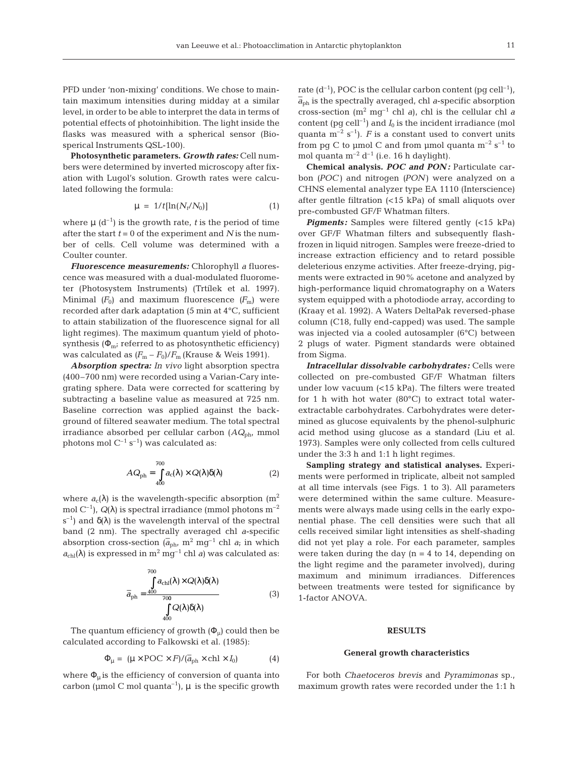PFD under 'non-mixing' conditions. We chose to maintain maximum intensities during midday at a similar level, in order to be able to interpret the data in terms of potential effects of photoinhibition. The light inside the flasks was measured with a spherical sensor (Biospherical Instruments QSL-100).

**Photosynthetic parameters.** ***Growth rates:*** Cell numbers were determined by inverted microscopy after fixation with Lugol's solution. Growth rates were calculated following the formula:

$$\mu = 1/t[\ln(N_t/N_0)] \tag{1}$$

where $\mu$ ($d^{-1}$) is the growth rate, $t$ is the period of time after the start $t = 0$ of the experiment and $N$ is the number of cells. Cell volume was determined with a Coulter counter.

***Fluorescence measurements:*** Chlorophyll *a* fluorescence was measured with a dual-modulated fluorometer (Photosystem Instruments) (Trtílek et al. 1997). Minimal ($F_0$) and maximum fluorescence ($F_m$) were recorded after dark adaptation (5 min at 4°C, sufficient to attain stabilization of the fluorescence signal for all light regimes). The maximum quantum yield of photosynthesis ($\Phi_m$; referred to as photosynthetic efficiency) was calculated as $(F_m - F_0)/F_m$ (Krause & Weis 1991).

***Absorption spectra:*** *In vivo* light absorption spectra (400–700 nm) were recorded using a Varian-Cary integrating sphere. Data were corrected for scattering by subtracting a baseline value as measured at 725 nm. Baseline correction was applied against the background of filtered seawater medium. The total spectral irradiance absorbed per cellular carbon ($AQ_{ph}$, mmol photons mol $C^{-1}$ $s^{-1}$) was calculated as:

$$AQ_{ph} = \int_{400}^{700} a_c(\lambda) \times Q(\lambda)\delta(\lambda) \tag{2}$$

where $a_c(\lambda)$ is the wavelength-specific absorption ($m^2$ mol $C^{-1}$), $Q(\lambda)$ is spectral irradiance (mmol photons $m^{-2}$ $s^{-1}$) and $\delta(\lambda)$ is the wavelength interval of the spectral band (2 nm). The spectrally averaged chl *a*-specific absorption cross-section ($\bar{a}_{ph}$, $m^2$ $mg^{-1}$ chl *a*; in which $a_{chl}(\lambda)$ is expressed in $m^2$ $mg^{-1}$ chl *a*) was calculated as:

$$\bar{a}_{ph} = \frac{\int_{400}^{700} a_{chl}(\lambda) \times Q(\lambda)\delta(\lambda)}{\int_{400}^{700} Q(\lambda)\delta(\lambda)} \tag{3}$$

The quantum efficiency of growth ($\Phi_\mu$) could then be calculated according to Falkowski et al. (1985):

$$\Phi_\mu = (\mu \times \text{POC} \times F)/(\bar{a}_{ph} \times \text{chl} \times I_0) \tag{4}$$

where $\Phi_\mu$ is the efficiency of conversion of quanta into carbon (µmol C mol quanta$^{-1}$), $\mu$ is the specific growth rate ($d^{-1}$), POC is the cellular carbon content (pg cell$^{-1}$), $\bar{a}_{ph}$ is the spectrally averaged, chl *a*-specific absorption cross-section ($m^2$ $mg^{-1}$ chl *a*), chl is the cellular chl *a* content (pg cell$^{-1}$) and $I_0$ is the incident irradiance (mol quanta $m^{-2}$ $s^{-1}$). $F$ is a constant used to convert units from pg C to µmol C and from µmol quanta $m^{-2}$ $s^{-1}$ to mol quanta $m^{-2}$ $d^{-1}$ (i.e. 16 h daylight).

**Chemical analysis.** ***POC and PON:*** Particulate carbon (*POC*) and nitrogen (*PON*) were analyzed on a CHNS elemental analyzer type EA 1110 (Interscience) after gentle filtration (<15 kPa) of small aliquots over pre-combusted GF/F Whatman filters.

***Pigments:*** Samples were filtered gently (<15 kPa) over GF/F Whatman filters and subsequently flash-frozen in liquid nitrogen. Samples were freeze-dried to increase extraction efficiency and to retard possible deleterious enzyme activities. After freeze-drying, pigments were extracted in 90% acetone and analyzed by high-performance liquid chromatography on a Waters system equipped with a photodiode array, according to (Kraay et al. 1992). A Waters DeltaPak reversed-phase column (C18, fully end-capped) was used. The sample was injected via a cooled autosampler (6°C) between 2 plugs of water. Pigment standards were obtained from Sigma.

***Intracellular dissolvable carbohydrates:*** Cells were collected on pre-combusted GF/F Whatman filters under low vacuum (<15 kPa). The filters were treated for 1 h with hot water (80°C) to extract total water-extractable carbohydrates. Carbohydrates were determined as glucose equivalents by the phenol-sulphuric acid method using glucose as a standard (Liu et al. 1973). Samples were only collected from cells cultured under the 3:3 h and 1:1 h light regimes.

**Sampling strategy and statistical analyses.** Experiments were performed in triplicate, albeit not sampled at all time intervals (see Figs. 1 to 3). All parameters were determined within the same culture. Measurements were always made using cells in the early exponential phase. The cell densities were such that all cells received similar light intensities as shelf-shading did not yet play a role. For each parameter, samples were taken during the day (n = 4 to 14, depending on the light regime and the parameter involved), during maximum and minimum irradiances. Differences between treatments were tested for significance by 1-factor ANOVA.

## RESULTS

### General growth characteristics

For both *Chaetoceros brevis* and *Pyramimonas* sp., maximum growth rates were recorded under the 1:1 h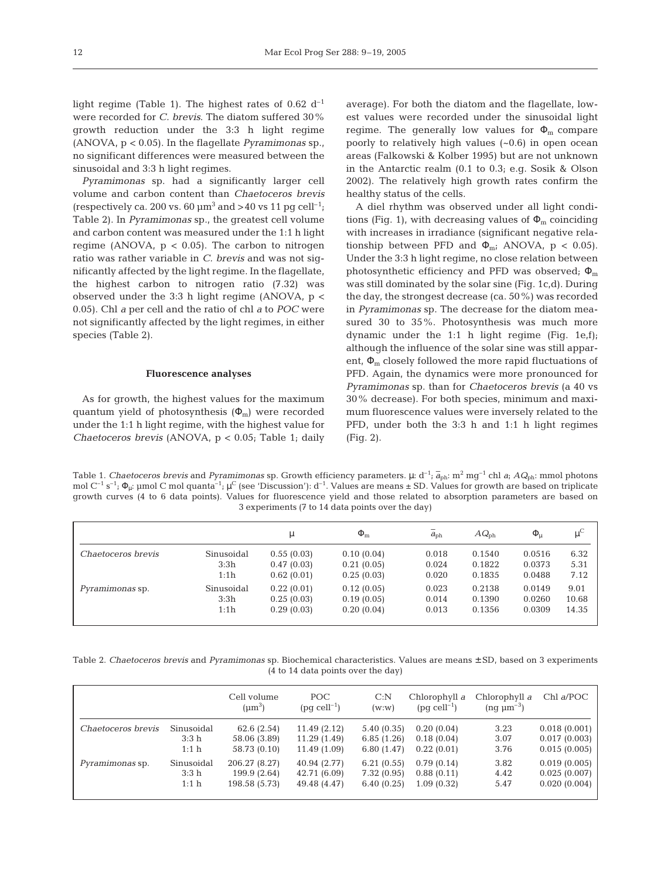light regime (Table 1). The highest rates of 0.62 $d^{-1}$ were recorded for *C. brevis*. The diatom suffered 30% growth reduction under the 3:3 h light regime (ANOVA, $p < 0.05$). In the flagellate *Pyramimonas* sp., no significant differences were measured between the sinusoidal and 3:3 h light regimes.

*Pyramimonas* sp. had a significantly larger cell volume and carbon content than *Chaetoceros brevis* (respectively ca. 200 vs. 60 $\mu m^3$ and >40 vs 11 pg $cell^{-1}$; Table 2). In *Pyramimonas* sp., the greatest cell volume and carbon content was measured under the 1:1 h light regime (ANOVA, $p < 0.05$). The carbon to nitrogen ratio was rather variable in *C. brevis* and was not significantly affected by the light regime. In the flagellate, the highest carbon to nitrogen ratio (7.32) was observed under the 3:3 h light regime (ANOVA, $p < 0.05$). Chl *a* per cell and the ratio of chl *a* to *POC* were not significantly affected by the light regimes, in either species (Table 2).

### Fluorescence analyses

As for growth, the highest values for the maximum quantum yield of photosynthesis ($\Phi_m$) were recorded under the 1:1 h light regime, with the highest value for *Chaetoceros brevis* (ANOVA, $p < 0.05$; Table 1; daily average). For both the diatom and the flagellate, lowest values were recorded under the sinusoidal light regime. The generally low values for $\Phi_m$ compare poorly to relatively high values (~0.6) in open ocean areas (Falkowski & Kolber 1995) but are not unknown in the Antarctic realm (0.1 to 0.3; e.g. Sosik & Olson 2002). The relatively high growth rates confirm the healthy status of the cells.

A diel rhythm was observed under all light conditions (Fig. 1), with decreasing values of $\Phi_m$ coinciding with increases in irradiance (significant negative relationship between PFD and $\Phi_m$; ANOVA, $p < 0.05$). Under the 3:3 h light regime, no close relation between photosynthetic efficiency and PFD was observed; $\Phi_m$ was still dominated by the solar sine (Fig. 1c,d). During the day, the strongest decrease (ca. 50%) was recorded in *Pyramimonas* sp. The decrease for the diatom measured 30 to 35%. Photosynthesis was much more dynamic under the 1:1 h light regime (Fig. 1e,f); although the influence of the solar sine was still apparent, $\Phi_m$ closely followed the more rapid fluctuations of PFD. Again, the dynamics were more pronounced for *Pyramimonas* sp. than for *Chaetoceros brevis* (a 40 vs 30% decrease). For both species, minimum and maximum fluorescence values were inversely related to the PFD, under both the 3:3 h and 1:1 h light regimes (Fig. 2).

Table 1. *Chaetoceros brevis* and *Pyramimonas* sp. Growth efficiency parameters. $\mu$: $d^{-1}$; $\bar{a}_{ph}$: $m^2$ $mg^{-1}$ chl *a*; $AQ_{ph}$: mmol photons mol $C^{-1}$ $s^{-1}$; $\Phi_\mu$: µmol C mol $quanta^{-1}$; $\mu^C$ (see 'Discussion'): $d^{-1}$. Values are means ± SD. Values for growth are based on triplicate growth curves (4 to 6 data points). Values for fluorescence yield and those related to absorption parameters are based on 3 experiments (7 to 14 data points over the day)

| | | $\mu$ | $\Phi_m$ | $\bar{a}_{ph}$ | $AQ_{ph}$ | $\Phi_\mu$ | $\mu^C$ |
|---|---|---|---|---|---|---|---|
| *Chaetoceros brevis* | Sinusoidal | 0.55 (0.03) | 0.10 (0.04) | 0.018 | 0.1540 | 0.0516 | 6.32 |
| | 3:3h | 0.47 (0.03) | 0.21 (0.05) | 0.024 | 0.1822 | 0.0373 | 5.31 |
| | 1:1h | 0.62 (0.01) | 0.25 (0.03) | 0.020 | 0.1835 | 0.0488 | 7.12 |
| *Pyramimonas* sp. | Sinusoidal | 0.22 (0.01) | 0.12 (0.05) | 0.023 | 0.2138 | 0.0149 | 9.01 |
| | 3:3h | 0.25 (0.03) | 0.19 (0.05) | 0.014 | 0.1390 | 0.0260 | 10.68 |
| | 1:1h | 0.29 (0.03) | 0.20 (0.04) | 0.013 | 0.1356 | 0.0309 | 14.35 |

Table 2. *Chaetoceros brevis* and *Pyramimonas* sp. Biochemical characteristics. Values are means ± SD, based on 3 experiments (4 to 14 data points over the day)

| | | Cell volume ($\mu m^3$) | POC (pg $cell^{-1}$) | C:N (w:w) | Chlorophyll *a* (pg $cell^{-1}$) | Chlorophyll *a* (ng $\mu m^{-3}$) | Chl *a*/POC |
|---|---|---|---|---|---|---|---|
| *Chaetoceros brevis* | Sinusoidal | 62.6 (2.54) | 11.49 (2.12) | 5.40 (0.35) | 0.20 (0.04) | 3.23 | 0.018 (0.001) |
| | 3:3 h | 58.06 (3.89) | 11.29 (1.49) | 6.85 (1.26) | 0.18 (0.04) | 3.07 | 0.017 (0.003) |
| | 1:1 h | 58.73 (0.10) | 11.49 (1.09) | 6.80 (1.47) | 0.22 (0.01) | 3.76 | 0.015 (0.005) |
| *Pyramimonas* sp. | Sinusoidal | 206.27 (8.27) | 40.94 (2.77) | 6.21 (0.55) | 0.79 (0.14) | 3.82 | 0.019 (0.005) |
| | 3:3 h | 199.9 (2.64) | 42.71 (6.09) | 7.32 (0.95) | 0.88 (0.11) | 4.42 | 0.025 (0.007) |
| | 1:1 h | 198.58 (5.73) | 49.48 (4.47) | 6.40 (0.25) | 1.09 (0.32) | 5.47 | 0.020 (0.004) |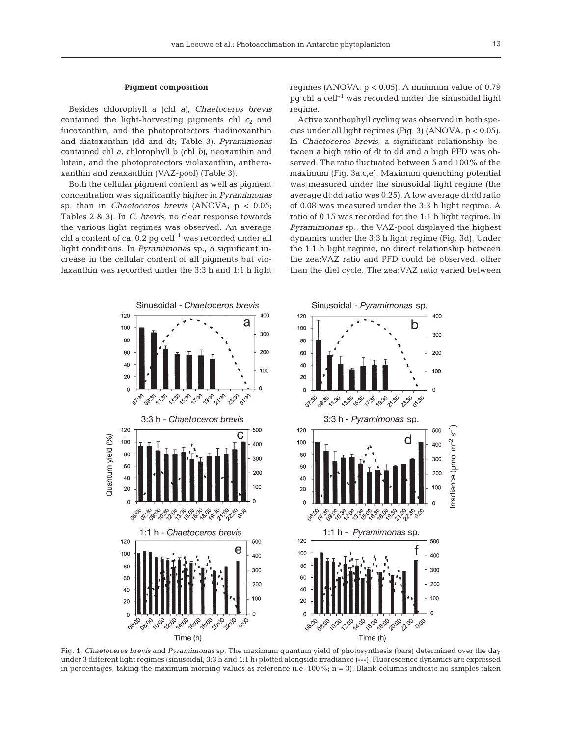### Pigment composition

Besides chlorophyll *a* (chl *a*), *Chaetoceros brevis* contained the light-harvesting pigments chl $c_2$ and fucoxanthin, and the photoprotectors diadinoxanthin and diatoxanthin (dd and dt; Table 3). *Pyramimonas* contained chl *a*, chlorophyll b (chl *b*), neoxanthin and lutein, and the photoprotectors violaxanthin, antheraxanthin and zeaxanthin (VAZ-pool) (Table 3).

Both the cellular pigment content as well as pigment concentration was significantly higher in *Pyramimonas* sp. than in *Chaetoceros brevis* (ANOVA, $p < 0.05$; Tables 2 & 3). In *C. brevis*, no clear response towards the various light regimes was observed. An average chl *a* content of ca. 0.2 pg cell$^{-1}$ was recorded under all light conditions. In *Pyramimonas* sp., a significant increase in the cellular content of all pigments but violaxanthin was recorded under the 3:3 h and 1:1 h light regimes (ANOVA, $p < 0.05$). A minimum value of 0.79 pg chl *a* cell$^{-1}$ was recorded under the sinusoidal light regime.

Active xanthophyll cycling was observed in both species under all light regimes (Fig. 3) (ANOVA, $p < 0.05$). In *Chaetoceros brevis*, a significant relationship between a high ratio of dt to dd and a high PFD was observed. The ratio fluctuated between 5 and 100% of the maximum (Fig. 3a,c,e). Maximum quenching potential was measured under the sinusoidal light regime (the average dt:dd ratio was 0.25). A low average dt:dd ratio of 0.08 was measured under the 3:3 h light regime. A ratio of 0.15 was recorded for the 1:1 h light regime. In *Pyramimonas* sp., the VAZ-pool displayed the highest dynamics under the 3:3 h light regime (Fig. 3d). Under the 1:1 h light regime, no direct relationship between the zea:VAZ ratio and PFD could be observed, other than the diel cycle. The zea:VAZ ratio varied between

Fig. 1. *Chaetoceros brevis* and *Pyramimonas* sp. The maximum quantum yield of photosynthesis (bars) determined over the day under 3 different light regimes (sinusoidal, 3:3 h and 1:1 h) plotted alongside irradiance (---). Fluorescence dynamics are expressed in percentages, taking the maximum morning values as reference (i.e. 100%; n = 3). Blank columns indicate no samples taken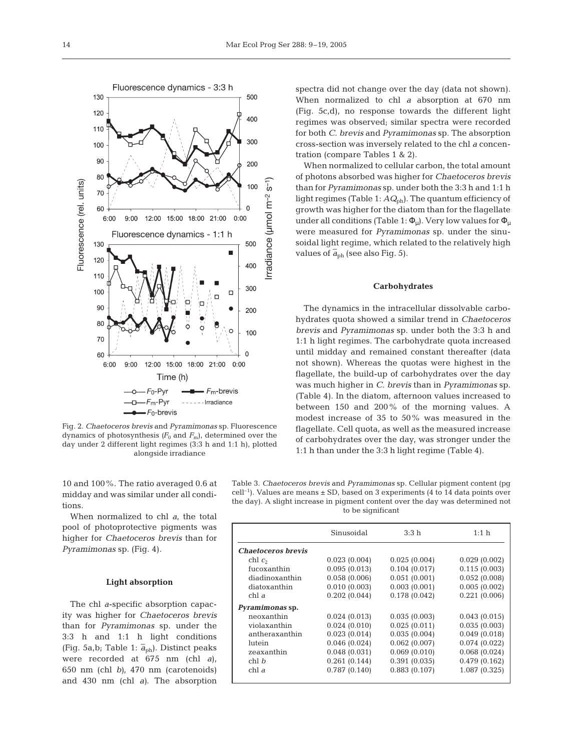Fig. 2. *Chaetoceros brevis* and *Pyramimonas* sp. Fluorescence dynamics of photosynthesis ($F_0$ and $F_m$), determined over the day under 2 different light regimes (3:3 h and 1:1 h), plotted alongside irradiance

10 and 100%. The ratio averaged 0.6 at midday and was similar under all conditions.

When normalized to chl *a*, the total pool of photoprotective pigments was higher for *Chaetoceros brevis* than for *Pyramimonas* sp. (Fig. 4).

### Light absorption

The chl *a*-specific absorption capacity was higher for *Chaetoceros brevis* than for *Pyramimonas* sp. under the 3:3 h and 1:1 h light conditions (Fig. 5a,b; Table 1: $\bar{a}_{ph}$). Distinct peaks were recorded at 675 nm (chl *a*), 650 nm (chl *b*), 470 nm (carotenoids) and 430 nm (chl *a*). The absorption spectra did not change over the day (data not shown). When normalized to chl *a* absorption at 670 nm (Fig. 5c,d), no response towards the different light regimes was observed; similar spectra were recorded for both *C. brevis* and *Pyramimonas* sp. The absorption cross-section was inversely related to the chl *a* concentration (compare Tables 1 & 2).

When normalized to cellular carbon, the total amount of photons absorbed was higher for *Chaetoceros brevis* than for *Pyramimonas* sp. under both the 3:3 h and 1:1 h light regimes (Table 1: $AQ_{ph}$). The quantum efficiency of growth was higher for the diatom than for the flagellate under all conditions (Table 1: $\Phi_{\mu}$). Very low values for $\Phi_{\mu}$ were measured for *Pyramimonas* sp. under the sinusoidal light regime, which related to the relatively high values of $\bar{a}_{ph}$ (see also Fig. 5).

### Carbohydrates

The dynamics in the intracellular dissolvable carbohydrates quota showed a similar trend in *Chaetoceros brevis* and *Pyramimonas* sp. under both the 3:3 h and 1:1 h light regimes. The carbohydrate quota increased until midday and remained constant thereafter (data not shown). Whereas the quotas were highest in the flagellate, the build-up of carbohydrates over the day was much higher in *C. brevis* than in *Pyramimonas* sp. (Table 4). In the diatom, afternoon values increased to between 150 and 200% of the morning values. A modest increase of 35 to 50% was measured in the flagellate. Cell quota, as well as the measured increase of carbohydrates over the day, was stronger under the 1:1 h than under the 3:3 h light regime (Table 4).

Table 3. *Chaetoceros brevis* and *Pyramimonas* sp. Cellular pigment content (pg cell$^{-1}$). Values are means ± SD, based on 3 experiments (4 to 14 data points over the day). A slight increase in pigment content over the day was determined not to be significant

| | Sinusoidal | 3:3 h | 1:1 h |
|---|---|---|---|
| ***Chaetoceros brevis*** | | | |
| chl $c_2$ | 0.023 (0.004) | 0.025 (0.004) | 0.029 (0.002) |
| fucoxanthin | 0.095 (0.013) | 0.104 (0.017) | 0.115 (0.003) |
| diadinoxanthin | 0.058 (0.006) | 0.051 (0.001) | 0.052 (0.008) |
| diatoxanthin | 0.010 (0.003) | 0.003 (0.001) | 0.005 (0.002) |
| chl *a* | 0.202 (0.044) | 0.178 (0.042) | 0.221 (0.006) |
| ***Pyramimonas* sp.** | | | |
| neoxanthin | 0.024 (0.013) | 0.035 (0.003) | 0.043 (0.015) |
| violaxanthin | 0.024 (0.010) | 0.025 (0.011) | 0.035 (0.003) |
| antheraxanthin | 0.023 (0.014) | 0.035 (0.004) | 0.049 (0.018) |
| lutein | 0.046 (0.024) | 0.062 (0.007) | 0.074 (0.022) |
| zeaxanthin | 0.048 (0.031) | 0.069 (0.010) | 0.068 (0.024) |
| chl *b* | 0.261 (0.144) | 0.391 (0.035) | 0.479 (0.162) |
| chl *a* | 0.787 (0.140) | 0.883 (0.107) | 1.087 (0.325) |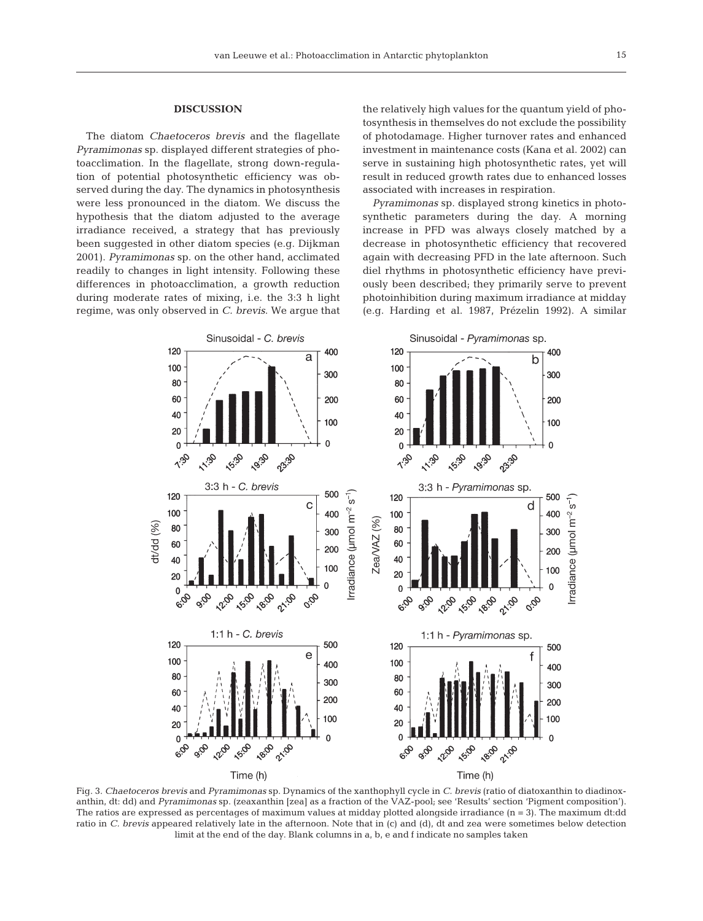## DISCUSSION

The diatom *Chaetoceros brevis* and the flagellate *Pyramimonas* sp. displayed different strategies of photoacclimation. In the flagellate, strong down-regulation of potential photosynthetic efficiency was observed during the day. The dynamics in photosynthesis were less pronounced in the diatom. We discuss the hypothesis that the diatom adjusted to the average irradiance received, a strategy that has previously been suggested in other diatom species (e.g. Dijkman 2001). *Pyramimonas* sp. on the other hand, acclimated readily to changes in light intensity. Following these differences in photoacclimation, a growth reduction during moderate rates of mixing, i.e. the 3:3 h light regime, was only observed in *C. brevis*. We argue that the relatively high values for the quantum yield of photosynthesis in themselves do not exclude the possibility of photodamage. Higher turnover rates and enhanced investment in maintenance costs (Kana et al. 2002) can serve in sustaining high photosynthetic rates, yet will result in reduced growth rates due to enhanced losses associated with increases in respiration.

*Pyramimonas* sp. displayed strong kinetics in photosynthetic parameters during the day. A morning increase in PFD was always closely matched by a decrease in photosynthetic efficiency that recovered again with decreasing PFD in the late afternoon. Such diel rhythms in photosynthetic efficiency have previously been described; they primarily serve to prevent photoinhibition during maximum irradiance at midday (e.g. Harding et al. 1987, Prézelin 1992). A similar

Fig. 3. *Chaetoceros brevis* and *Pyramimonas* sp. Dynamics of the xanthophyll cycle in *C. brevis* (ratio of diatoxanthin to diadinoxanthin, dt: dd) and *Pyramimonas* sp. (zeaxanthin [zea] as a fraction of the VAZ-pool; see 'Results' section 'Pigment composition'). The ratios are expressed as percentages of maximum values at midday plotted alongside irradiance (n = 3). The maximum dt:dd ratio in *C. brevis* appeared relatively late in the afternoon. Note that in (c) and (d), dt and zea were sometimes below detection limit at the end of the day. Blank columns in a, b, e and f indicate no samples taken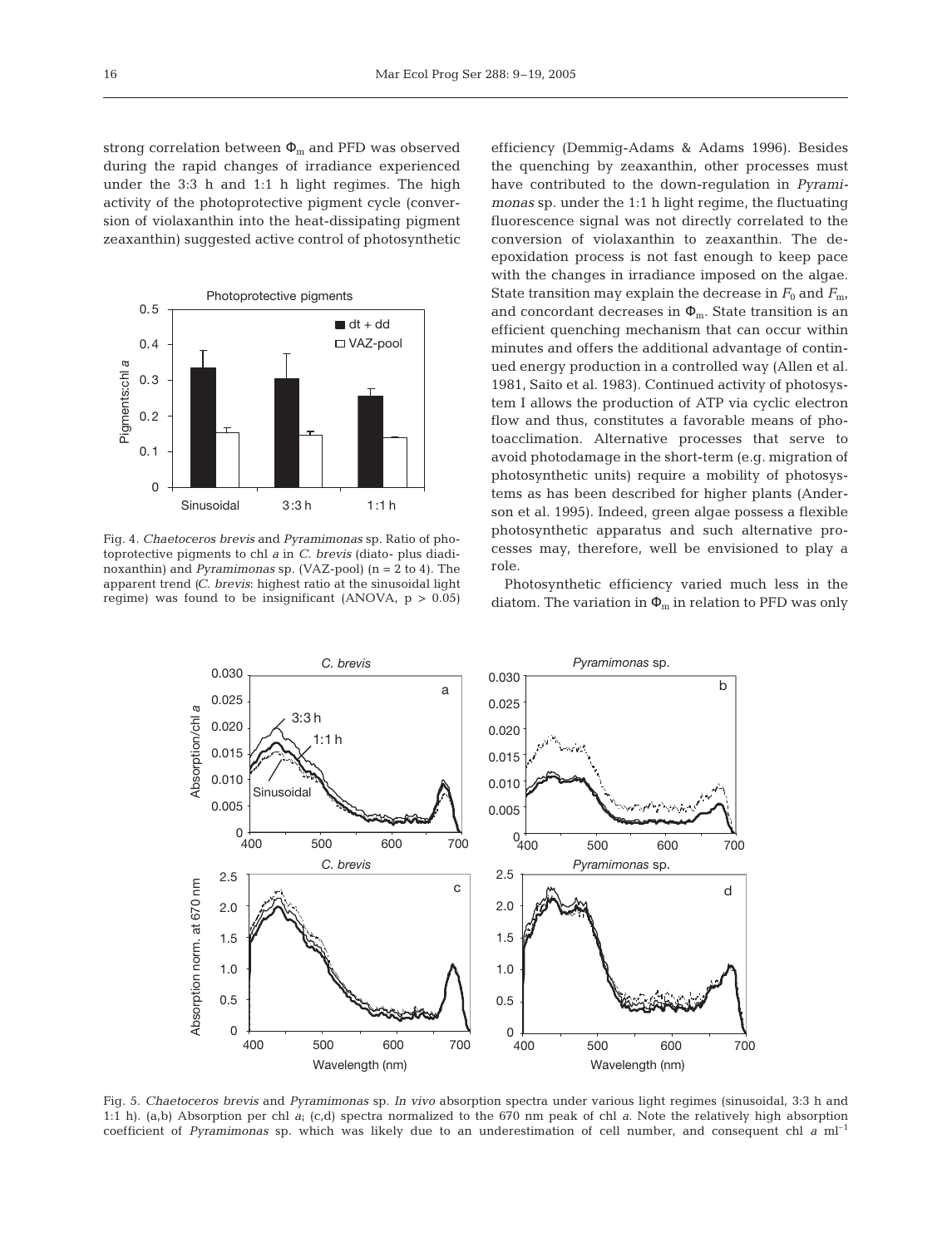strong correlation between $\Phi_m$ and PFD was observed during the rapid changes of irradiance experienced under the 3:3 h and 1:1 h light regimes. The high activity of the photoprotective pigment cycle (conversion of violaxanthin into the heat-dissipating pigment zeaxanthin) suggested active control of photosynthetic efficiency (Demmig-Adams & Adams 1996). Besides the quenching by zeaxanthin, other processes must have contributed to the down-regulation in *Pyramimonas* sp. under the 1:1 h light regime, the fluctuating fluorescence signal was not directly correlated to the conversion of violaxanthin to zeaxanthin. The de-epoxidation process is not fast enough to keep pace with the changes in irradiance imposed on the algae. State transition may explain the decrease in $F_0$ and $F_m$, and concordant decreases in $\Phi_m$. State transition is an efficient quenching mechanism that can occur within minutes and offers the additional advantage of continued energy production in a controlled way (Allen et al. 1981, Saito et al. 1983). Continued activity of photosystem I allows the production of ATP via cyclic electron flow and thus, constitutes a favorable means of photoacclimation. Alternative processes that serve to avoid photodamage in the short-term (e.g. migration of photosynthetic units) require a mobility of photosystems as has been described for higher plants (Anderson et al. 1995). Indeed, green algae possess a flexible photosynthetic apparatus and such alternative processes may, therefore, well be envisioned to play a role.

Photosynthetic efficiency varied much less in the diatom. The variation in $\Phi_m$ in relation to PFD was only

Fig. 4. *Chaetoceros brevis* and *Pyramimonas* sp. Ratio of photoprotective pigments to chl *a* in *C. brevis* (diato- plus diadinoxanthin) and *Pyramimonas* sp. (VAZ-pool) (n = 2 to 4). The apparent trend (*C. brevis*: highest ratio at the sinusoidal light regime) was found to be insignificant (ANOVA, $p > 0.05$)

Fig. 5. *Chaetoceros brevis* and *Pyramimonas* sp. *In vivo* absorption spectra under various light regimes (sinusoidal, 3:3 h and 1:1 h). (a,b) Absorption per chl *a*; (c,d) spectra normalized to the 670 nm peak of chl *a*. Note the relatively high absorption coefficient of *Pyramimonas* sp. which was likely due to an underestimation of cell number, and consequent chl *a* ml$^{-1}$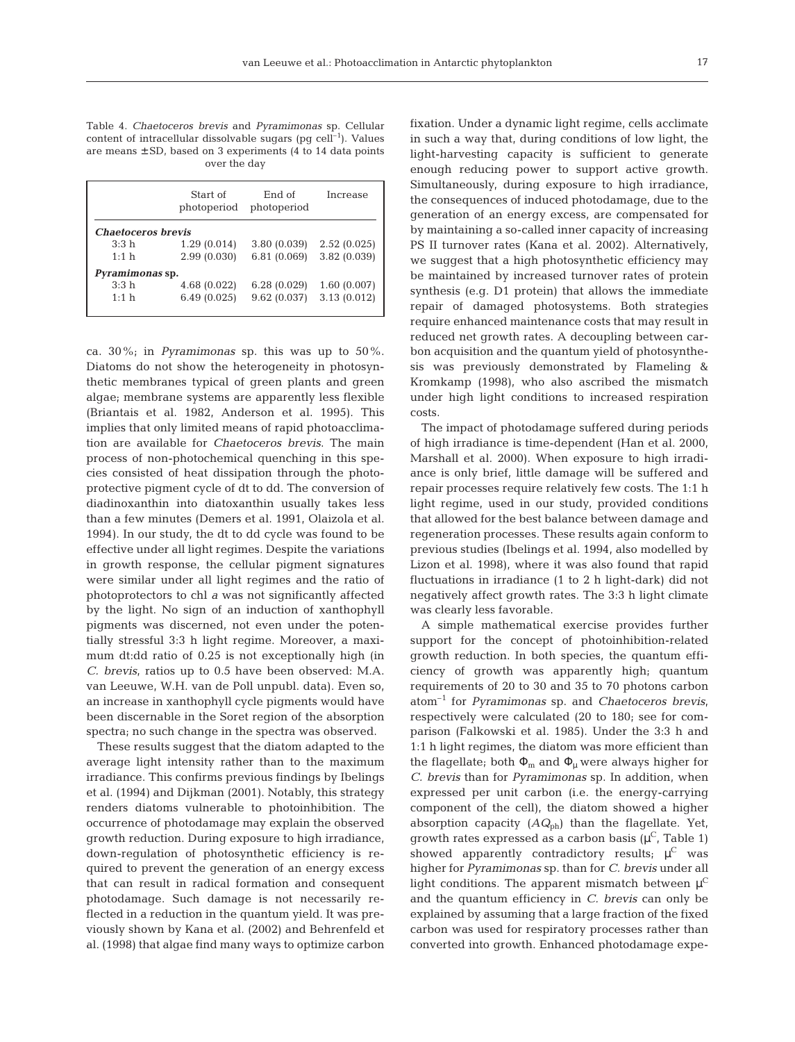Table 4. *Chaetoceros brevis* and *Pyramimonas* sp. Cellular content of intracellular dissolvable sugars (pg cell$^{-1}$). Values are means ±SD, based on 3 experiments (4 to 14 data points over the day

| | Start of photoperiod | End of photoperiod | Increase |
|---|---|---|---|
| ***Chaetoceros brevis*** | | | |
| 3:3 h | 1.29 (0.014) | 3.80 (0.039) | 2.52 (0.025) |
| 1:1 h | 2.99 (0.030) | 6.81 (0.069) | 3.82 (0.039) |
| ***Pyramimonas* sp.** | | | |
| 3:3 h | 4.68 (0.022) | 6.28 (0.029) | 1.60 (0.007) |
| 1:1 h | 6.49 (0.025) | 9.62 (0.037) | 3.13 (0.012) |

ca. 30%; in *Pyramimonas* sp. this was up to 50%. Diatoms do not show the heterogeneity in photosynthetic membranes typical of green plants and green algae; membrane systems are apparently less flexible (Briantais et al. 1982, Anderson et al. 1995). This implies that only limited means of rapid photoacclimation are available for *Chaetoceros brevis*. The main process of non-photochemical quenching in this species consisted of heat dissipation through the photoprotective pigment cycle of dt to dd. The conversion of diadinoxanthin into diatoxanthin usually takes less than a few minutes (Demers et al. 1991, Olaizola et al. 1994). In our study, the dt to dd cycle was found to be effective under all light regimes. Despite the variations in growth response, the cellular pigment signatures were similar under all light regimes and the ratio of photoprotectors to chl *a* was not significantly affected by the light. No sign of an induction of xanthophyll pigments was discerned, not even under the potentially stressful 3:3 h light regime. Moreover, a maximum dt:dd ratio of 0.25 is not exceptionally high (in *C. brevis*, ratios up to 0.5 have been observed: M.A. van Leeuwe, W.H. van de Poll unpubl. data). Even so, an increase in xanthophyll cycle pigments would have been discernable in the Soret region of the absorption spectra; no such change in the spectra was observed.

These results suggest that the diatom adapted to the average light intensity rather than to the maximum irradiance. This confirms previous findings by Ibelings et al. (1994) and Dijkman (2001). Notably, this strategy renders diatoms vulnerable to photoinhibition. The occurrence of photodamage may explain the observed growth reduction. During exposure to high irradiance, down-regulation of photosynthetic efficiency is required to prevent the generation of an energy excess that can result in radical formation and consequent photodamage. Such damage is not necessarily reflected in a reduction in the quantum yield. It was previously shown by Kana et al. (2002) and Behrenfeld et al. (1998) that algae find many ways to optimize carbon fixation. Under a dynamic light regime, cells acclimate in such a way that, during conditions of low light, the light-harvesting capacity is sufficient to generate enough reducing power to support active growth. Simultaneously, during exposure to high irradiance, the consequences of induced photodamage, due to the generation of an energy excess, are compensated for by maintaining a so-called inner capacity of increasing PS II turnover rates (Kana et al. 2002). Alternatively, we suggest that a high photosynthetic efficiency may be maintained by increased turnover rates of protein synthesis (e.g. D1 protein) that allows the immediate repair of damaged photosystems. Both strategies require enhanced maintenance costs that may result in reduced net growth rates. A decoupling between carbon acquisition and the quantum yield of photosynthesis was previously demonstrated by Flameling & Kromkamp (1998), who also ascribed the mismatch under high light conditions to increased respiration costs.

The impact of photodamage suffered during periods of high irradiance is time-dependent (Han et al. 2000, Marshall et al. 2000). When exposure to high irradiance is only brief, little damage will be suffered and repair processes require relatively few costs. The 1:1 h light regime, used in our study, provided conditions that allowed for the best balance between damage and regeneration processes. These results again conform to previous studies (Ibelings et al. 1994, also modelled by Lizon et al. 1998), where it was also found that rapid fluctuations in irradiance (1 to 2 h light-dark) did not negatively affect growth rates. The 3:3 h light climate was clearly less favorable.

A simple mathematical exercise provides further support for the concept of photoinhibition-related growth reduction. In both species, the quantum efficiency of growth was apparently high; quantum requirements of 20 to 30 and 35 to 70 photons carbon atom$^{-1}$ for *Pyramimonas* sp. and *Chaetoceros brevis*, respectively were calculated (20 to 180; see for comparison (Falkowski et al. 1985). Under the 3:3 h and 1:1 h light regimes, the diatom was more efficient than the flagellate; both $\Phi_m$ and $\Phi_\mu$ were always higher for *C. brevis* than for *Pyramimonas* sp. In addition, when expressed per unit carbon (i.e. the energy-carrying component of the cell), the diatom showed a higher absorption capacity ($AQ_{ph}$) than the flagellate. Yet, growth rates expressed as a carbon basis ($\mu^C$, Table 1) showed apparently contradictory results; $\mu^C$ was higher for *Pyramimonas* sp. than for *C. brevis* under all light conditions. The apparent mismatch between $\mu^C$ and the quantum efficiency in *C. brevis* can only be explained by assuming that a large fraction of the fixed carbon was used for respiratory processes rather than converted into growth. Enhanced photodamage expe-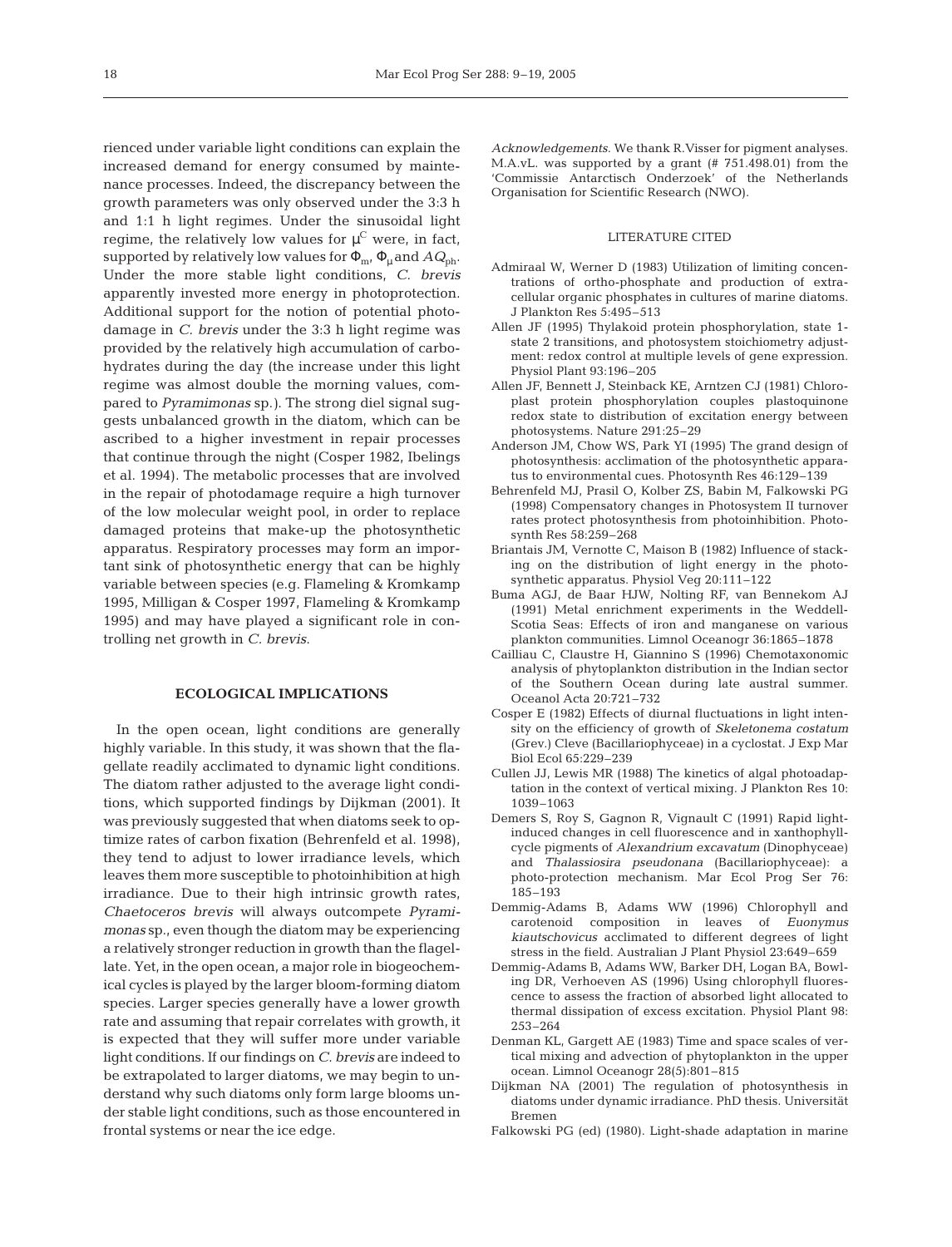rienced under variable light conditions can explain the increased demand for energy consumed by maintenance processes. Indeed, the discrepancy between the growth parameters was only observed under the 3:3 h and 1:1 h light regimes. Under the sinusoidal light regime, the relatively low values for $\mu^C$ were, in fact, supported by relatively low values for $\Phi_m$, $\Phi_\mu$ and $AQ_{ph}$. Under the more stable light conditions, *C. brevis* apparently invested more energy in photoprotection. Additional support for the notion of potential photodamage in *C. brevis* under the 3:3 h light regime was provided by the relatively high accumulation of carbohydrates during the day (the increase under this light regime was almost double the morning values, compared to *Pyramimonas* sp.). The strong diel signal suggests unbalanced growth in the diatom, which can be ascribed to a higher investment in repair processes that continue through the night (Cosper 1982, Ibelings et al. 1994). The metabolic processes that are involved in the repair of photodamage require a high turnover of the low molecular weight pool, in order to replace damaged proteins that make-up the photosynthetic apparatus. Respiratory processes may form an important sink of photosynthetic energy that can be highly variable between species (e.g. Flameling & Kromkamp 1995, Milligan & Cosper 1997, Flameling & Kromkamp 1995) and may have played a significant role in controlling net growth in *C. brevis*.

## ECOLOGICAL IMPLICATIONS

In the open ocean, light conditions are generally highly variable. In this study, it was shown that the flagellate readily acclimated to dynamic light conditions. The diatom rather adjusted to the average light conditions, which supported findings by Dijkman (2001). It was previously suggested that when diatoms seek to optimize rates of carbon fixation (Behrenfeld et al. 1998), they tend to adjust to lower irradiance levels, which leaves them more susceptible to photoinhibition at high irradiance. Due to their high intrinsic growth rates, *Chaetoceros brevis* will always outcompete *Pyramimonas* sp., even though the diatom may be experiencing a relatively stronger reduction in growth than the flagellate. Yet, in the open ocean, a major role in biogeochemical cycles is played by the larger bloom-forming diatom species. Larger species generally have a lower growth rate and assuming that repair correlates with growth, it is expected that they will suffer more under variable light conditions. If our findings on *C. brevis* are indeed to be extrapolated to larger diatoms, we may begin to understand why such diatoms only form large blooms under stable light conditions, such as those encountered in frontal systems or near the ice edge.

*Acknowledgements*. We thank R.Visser for pigment analyses. M.A.vL. was supported by a grant (# 751.498.01) from the 'Commissie Antarctisch Onderzoek' of the Netherlands Organisation for Scientific Research (NWO).

## LITERATURE CITED

Admiraal W, Werner D (1983) Utilization of limiting concentrations of ortho-phosphate and production of extracellular organic phosphates in cultures of marine diatoms. J Plankton Res 5:495–513

Allen JF (1995) Thylakoid protein phosphorylation, state 1-state 2 transitions, and photosystem stoichiometry adjustment: redox control at multiple levels of gene expression. Physiol Plant 93:196–205

Allen JF, Bennett J, Steinback KE, Arntzen CJ (1981) Chloroplast protein phosphorylation couples plastoquinone redox state to distribution of excitation energy between photosystems. Nature 291:25–29

Anderson JM, Chow WS, Park YI (1995) The grand design of photosynthesis: acclimation of the photosynthetic apparatus to environmental cues. Photosynth Res 46:129–139

Behrenfeld MJ, Prasil O, Kolber ZS, Babin M, Falkowski PG (1998) Compensatory changes in Photosystem II turnover rates protect photosynthesis from photoinhibition. Photosynth Res 58:259–268

Briantais JM, Vernotte C, Maison B (1982) Influence of stacking on the distribution of light energy in the photosynthetic apparatus. Physiol Veg 20:111–122

Buma AGJ, de Baar HJW, Nolting RF, van Bennekom AJ (1991) Metal enrichment experiments in the Weddell-Scotia Seas: Effects of iron and manganese on various plankton communities. Limnol Oceanogr 36:1865–1878

Cailliau C, Claustre H, Giannino S (1996) Chemotaxonomic analysis of phytoplankton distribution in the Indian sector of the Southern Ocean during late austral summer. Oceanol Acta 20:721–732

Cosper E (1982) Effects of diurnal fluctuations in light intensity on the efficiency of growth of *Skeletonema costatum* (Grev.) Cleve (Bacillariophyceae) in a cyclostat. J Exp Mar Biol Ecol 65:229–239

Cullen JJ, Lewis MR (1988) The kinetics of algal photoadaptation in the context of vertical mixing. J Plankton Res 10: 1039–1063

Demers S, Roy S, Gagnon R, Vignault C (1991) Rapid light-induced changes in cell fluorescence and in xanthophyll-cycle pigments of *Alexandrium excavatum* (Dinophyceae) and *Thalassiosira pseudonana* (Bacillariophyceae): a photo-protection mechanism. Mar Ecol Prog Ser 76: 185–193

Demmig-Adams B, Adams WW (1996) Chlorophyll and carotenoid composition in leaves of *Euonymus kiautschovicus* acclimated to different degrees of light stress in the field. Australian J Plant Physiol 23:649–659

Demmig-Adams B, Adams WW, Barker DH, Logan BA, Bowling DR, Verhoeven AS (1996) Using chlorophyll fluorescence to assess the fraction of absorbed light allocated to thermal dissipation of excess excitation. Physiol Plant 98: 253–264

Denman KL, Gargett AE (1983) Time and space scales of vertical mixing and advection of phytoplankton in the upper ocean. Limnol Oceanogr 28(5):801–815

Dijkman NA (2001) The regulation of photosynthesis in diatoms under dynamic irradiance. PhD thesis. Universität Bremen

Falkowski PG (ed) (1980). Light-shade adaptation in marine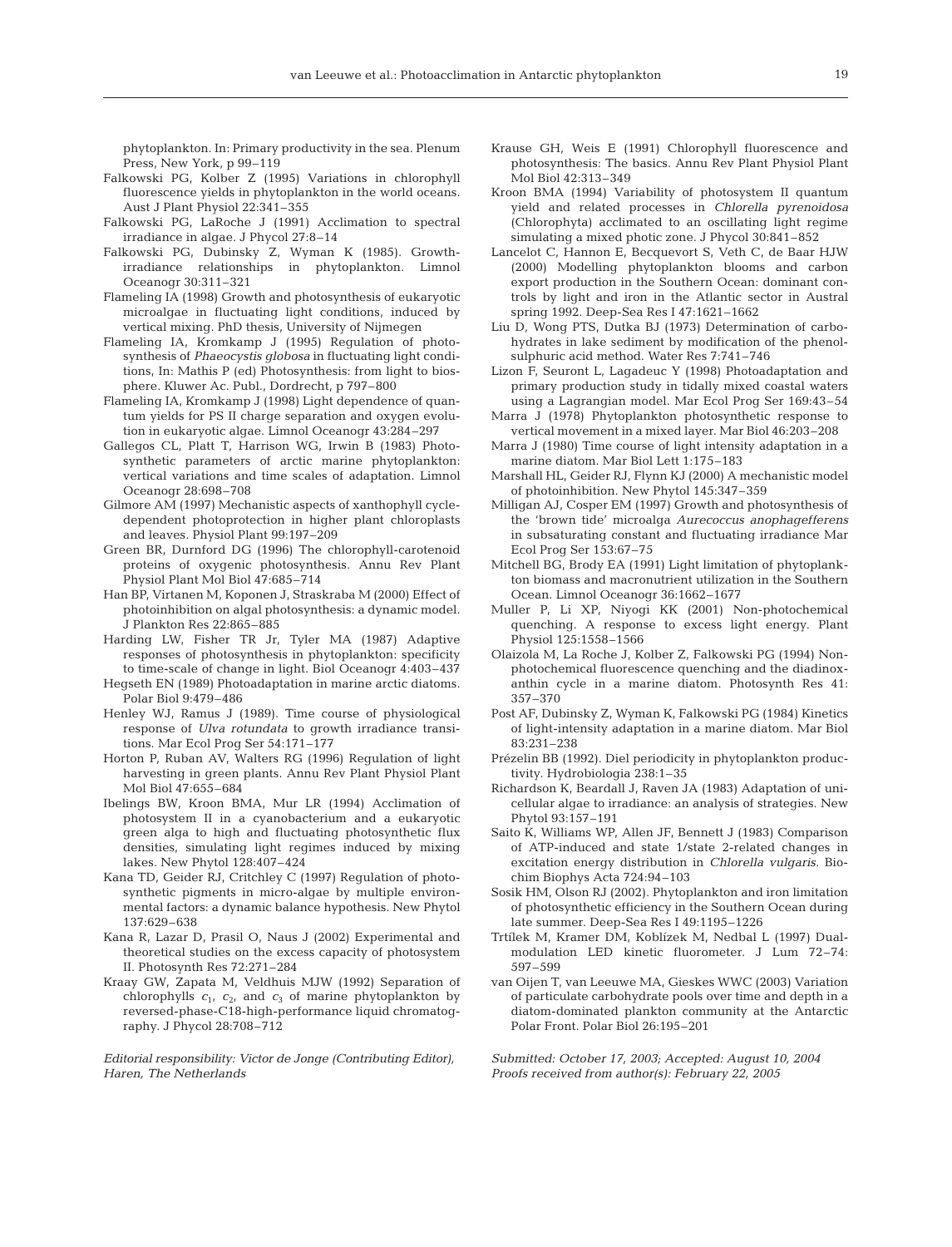phytoplankton. In: Primary productivity in the sea. Plenum Press, New York, p 99–119

Falkowski PG, Kolber Z (1995) Variations in chlorophyll fluorescence yields in phytoplankton in the world oceans. Aust J Plant Physiol 22:341–355

Falkowski PG, LaRoche J (1991) Acclimation to spectral irradiance in algae. J Phycol 27:8–14

Falkowski PG, Dubinsky Z, Wyman K (1985). Growth-irradiance relationships in phytoplankton. Limnol Oceanogr 30:311–321

Flameling IA (1998) Growth and photosynthesis of eukaryotic microalgae in fluctuating light conditions, induced by vertical mixing. PhD thesis, University of Nijmegen

Flameling IA, Kromkamp J (1995) Regulation of photosynthesis of *Phaeocystis globosa* in fluctuating light conditions, In: Mathis P (ed) Photosynthesis: from light to biosphere. Kluwer Ac. Publ., Dordrecht, p 797–800

Flameling IA, Kromkamp J (1998) Light dependence of quantum yields for PS II charge separation and oxygen evolution in eukaryotic algae. Limnol Oceanogr 43:284–297

Gallegos CL, Platt T, Harrison WG, Irwin B (1983) Photosynthetic parameters of arctic marine phytoplankton: vertical variations and time scales of adaptation. Limnol Oceanogr 28:698–708

Gilmore AM (1997) Mechanistic aspects of xanthophyll cycle-dependent photoprotection in higher plant chloroplasts and leaves. Physiol Plant 99:197–209

Green BR, Durnford DG (1996) The chlorophyll-carotenoid proteins of oxygenic photosynthesis. Annu Rev Plant Physiol Plant Mol Biol 47:685–714

Han BP, Virtanen M, Koponen J, Straskraba M (2000) Effect of photoinhibition on algal photosynthesis: a dynamic model. J Plankton Res 22:865–885

Harding LW, Fisher TR Jr, Tyler MA (1987) Adaptive responses of photosynthesis in phytoplankton: specificity to time-scale of change in light. Biol Oceanogr 4:403–437

Hegseth EN (1989) Photoadaptation in marine arctic diatoms. Polar Biol 9:479–486

Henley WJ, Ramus J (1989). Time course of physiological response of *Ulva rotundata* to growth irradiance transitions. Mar Ecol Prog Ser 54:171–177

Horton P, Ruban AV, Walters RG (1996) Regulation of light harvesting in green plants. Annu Rev Plant Physiol Plant Mol Biol 47:655–684

Ibelings BW, Kroon BMA, Mur LR (1994) Acclimation of photosystem II in a cyanobacterium and a eukaryotic green alga to high and fluctuating photosynthetic flux densities, simulating light regimes induced by mixing lakes. New Phytol 128:407–424

Kana TD, Geider RJ, Critchley C (1997) Regulation of photosynthetic pigments in micro-algae by multiple environmental factors: a dynamic balance hypothesis. New Phytol 137:629–638

Kana R, Lazar D, Prasil O, Naus J (2002) Experimental and theoretical studies on the excess capacity of photosystem II. Photosynth Res 72:271–284

Kraay GW, Zapata M, Veldhuis MJW (1992) Separation of chlorophylls $c_1$, $c_2$, and $c_3$ of marine phytoplankton by reversed-phase-C18-high-performance liquid chromatography. J Phycol 28:708–712

Krause GH, Weis E (1991) Chlorophyll fluorescence and photosynthesis: The basics. Annu Rev Plant Physiol Plant Mol Biol 42:313–349

Kroon BMA (1994) Variability of photosystem II quantum yield and related processes in *Chlorella pyrenoidosa* (Chlorophyta) acclimated to an oscillating light regime simulating a mixed photic zone. J Phycol 30:841–852

Lancelot C, Hannon E, Becquevort S, Veth C, de Baar HJW (2000) Modelling phytoplankton blooms and carbon export production in the Southern Ocean: dominant controls by light and iron in the Atlantic sector in Austral spring 1992. Deep-Sea Res I 47:1621–1662

Liu D, Wong PTS, Dutka BJ (1973) Determination of carbohydrates in lake sediment by modification of the phenol-sulphuric acid method. Water Res 7:741–746

Lizon F, Seuront L, Lagadeuc Y (1998) Photoadaptation and primary production study in tidally mixed coastal waters using a Lagrangian model. Mar Ecol Prog Ser 169:43–54

Marra J (1978) Phytoplankton photosynthetic response to vertical movement in a mixed layer. Mar Biol 46:203–208

Marra J (1980) Time course of light intensity adaptation in a marine diatom. Mar Biol Lett 1:175–183

Marshall HL, Geider RJ, Flynn KJ (2000) A mechanistic model of photoinhibition. New Phytol 145:347–359

Milligan AJ, Cosper EM (1997) Growth and photosynthesis of the 'brown tide' microalga *Aurecoccus anophagefferens* in subsaturating constant and fluctuating irradiance Mar Ecol Prog Ser 153:67–75

Mitchell BG, Brody EA (1991) Light limitation of phytoplankton biomass and macronutrient utilization in the Southern Ocean. Limnol Oceanogr 36:1662–1677

Muller P, Li XP, Niyogi KK (2001) Non-photochemical quenching. A response to excess light energy. Plant Physiol 125:1558–1566

Olaizola M, La Roche J, Kolber Z, Falkowski PG (1994) Non-photochemical fluorescence quenching and the diadinoxanthin cycle in a marine diatom. Photosynth Res 41: 357–370

Post AF, Dubinsky Z, Wyman K, Falkowski PG (1984) Kinetics of light-intensity adaptation in a marine diatom. Mar Biol 83:231–238

Prézelin BB (1992). Diel periodicity in phytoplankton productivity. Hydrobiologia 238:1–35

Richardson K, Beardall J, Raven JA (1983) Adaptation of unicellular algae to irradiance: an analysis of strategies. New Phytol 93:157–191

Saito K, Williams WP, Allen JF, Bennett J (1983) Comparison of ATP-induced and state 1/state 2-related changes in excitation energy distribution in *Chlorella vulgaris*. Biochim Biophys Acta 724:94–103

Sosik HM, Olson RJ (2002). Phytoplankton and iron limitation of photosynthetic efficiency in the Southern Ocean during late summer. Deep-Sea Res I 49:1195–1226

Trtílek M, Kramer DM, Koblízek M, Nedbal L (1997) Dual-modulation LED kinetic fluorometer. J Lum 72–74: 597–599

van Oijen T, van Leeuwe MA, Gieskes WWC (2003) Variation of particulate carbohydrate pools over time and depth in a diatom-dominated plankton community at the Antarctic Polar Front. Polar Biol 26:195–201

*Editorial responsibility: Victor de Jonge (Contributing Editor), Haren, The Netherlands*

*Submitted: October 17, 2003; Accepted: August 10, 2004*
*Proofs received from author(s): February 22, 2005*